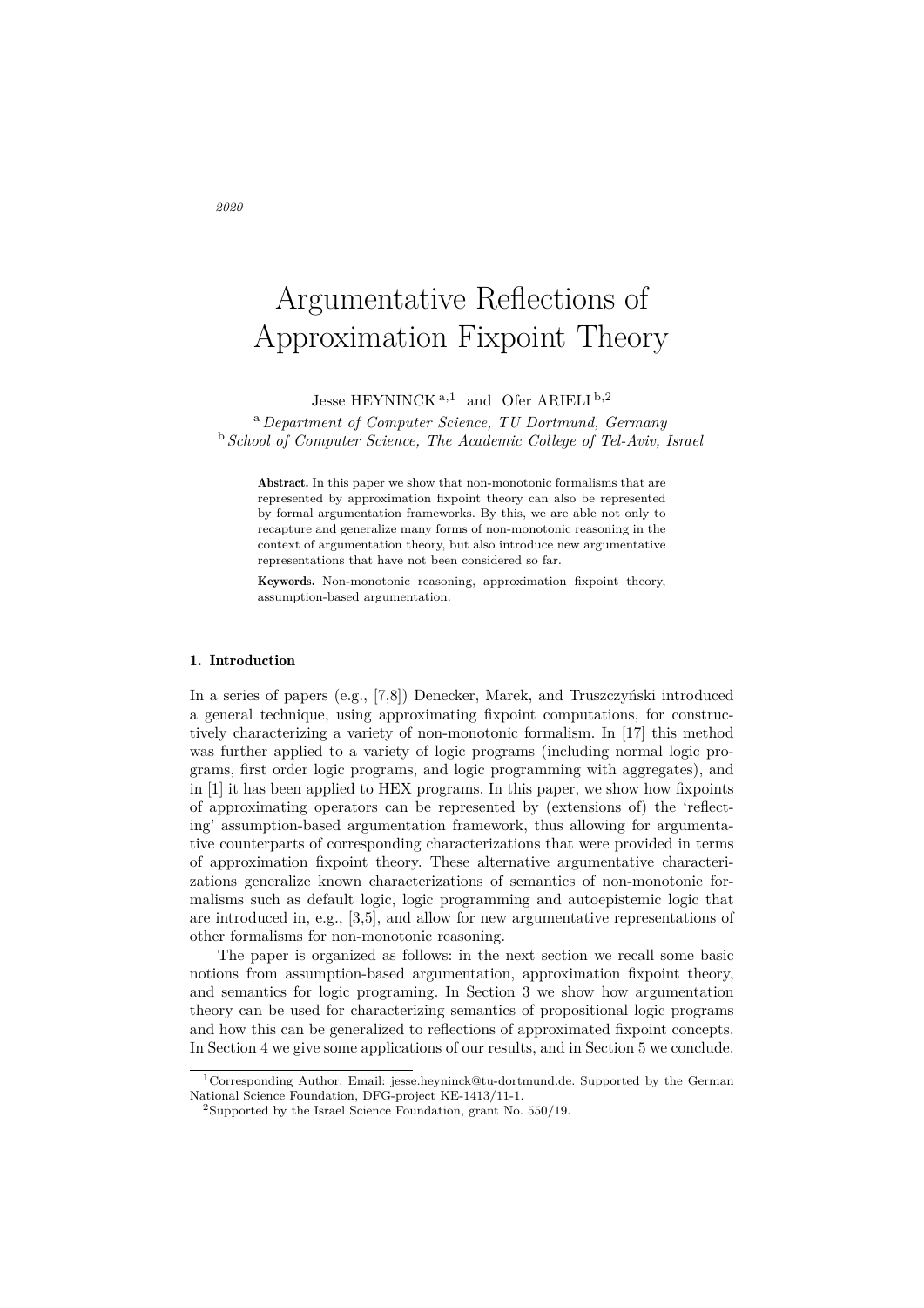2020

# Argumentative Reflections of Approximation Fixpoint Theory

Jesse HEYNINCK [a,1] and Ofer ARIELI [b,2]

[a] *Department of Computer Science, TU Dortmund, Germany*
[b] *School of Computer Science, The Academic College of Tel-Aviv, Israel*

**Abstract.** In this paper we show that non-monotonic formalisms that are represented by approximation fixpoint theory can also be represented by formal argumentation frameworks. By this, we are able not only to recapture and generalize many forms of non-monotonic reasoning in the context of argumentation theory, but also introduce new argumentative representations that have not been considered so far.

**Keywords.** Non-monotonic reasoning, approximation fixpoint theory, assumption-based argumentation.

## 1. Introduction

In a series of papers (e.g., [7,8]) Denecker, Marek, and Truszczyński introduced a general technique, using approximating fixpoint computations, for constructively characterizing a variety of non-monotonic formalism. In [17] this method was further applied to a variety of logic programs (including normal logic programs, first order logic programs, and logic programming with aggregates), and in [1] it has been applied to HEX programs. In this paper, we show how fixpoints of approximating operators can be represented by (extensions of) the 'reflecting' assumption-based argumentation framework, thus allowing for argumentative counterparts of corresponding characterizations that were provided in terms of approximation fixpoint theory. These alternative argumentative characterizations generalize known characterizations of semantics of non-monotonic formalisms such as default logic, logic programming and autoepistemic logic that are introduced in, e.g., [3,5], and allow for new argumentative representations of other formalisms for non-monotonic reasoning.

The paper is organized as follows: in the next section we recall some basic notions from assumption-based argumentation, approximation fixpoint theory, and semantics for logic programing. In Section 3 we show how argumentation theory can be used for characterizing semantics of propositional logic programs and how this can be generalized to reflections of approximated fixpoint concepts. In Section 4 we give some applications of our results, and in Section 5 we conclude.

---

[1] Corresponding Author. Email: jesse.heyninck@tu-dortmund.de. Supported by the German National Science Foundation, DFG-project KE-1413/11-1.

[2] Supported by the Israel Science Foundation, grant No. 550/19.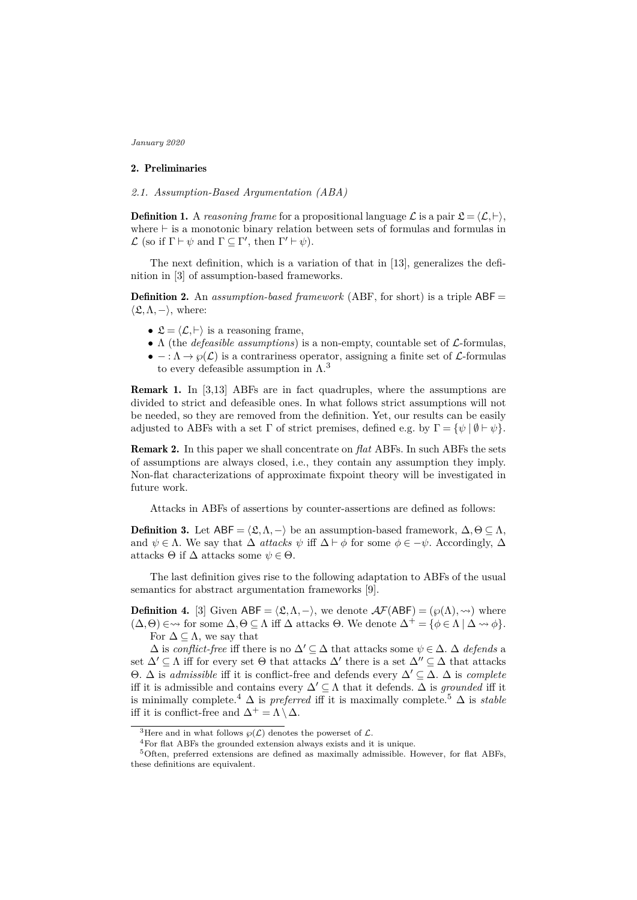## 2. Preliminaries

### 2.1. Assumption-Based Argumentation (ABA)

**Definition 1.** A *reasoning frame* for a propositional language $\mathcal{L}$ is a pair $\mathfrak{L} = \langle \mathcal{L}, \vdash \rangle$, where $\vdash$ is a monotonic binary relation between sets of formulas and formulas in $\mathcal{L}$ (so if $\Gamma \vdash \psi$ and $\Gamma \subseteq \Gamma'$, then $\Gamma' \vdash \psi$).

The next definition, which is a variation of that in [13], generalizes the definition in [3] of assumption-based frameworks.

**Definition 2.** An *assumption-based framework* (ABF, for short) is a triple $\mathsf{ABF} = \langle \mathfrak{L}, \Lambda, - \rangle$, where:

- $\mathfrak{L} = \langle \mathcal{L}, \vdash \rangle$ is a reasoning frame,
- $\Lambda$ (the *defeasible assumptions*) is a non-empty, countable set of $\mathcal{L}$-formulas,
- $- : \Lambda \to \wp(\mathcal{L})$ is a contrariness operator, assigning a finite set of $\mathcal{L}$-formulas to every defeasible assumption in $\Lambda$.[3]

**Remark 1.** In [3,13] ABFs are in fact quadruples, where the assumptions are divided to strict and defeasible ones. In what follows strict assumptions will not be needed, so they are removed from the definition. Yet, our results can be easily adjusted to ABFs with a set $\Gamma$ of strict premises, defined e.g. by $\Gamma = \{\psi \mid \emptyset \vdash \psi\}$.

**Remark 2.** In this paper we shall concentrate on *flat* ABFs. In such ABFs the sets of assumptions are always closed, i.e., they contain any assumption they imply. Non-flat characterizations of approximate fixpoint theory will be investigated in future work.

Attacks in ABFs of assertions by counter-assertions are defined as follows:

**Definition 3.** Let $\mathsf{ABF} = \langle \mathfrak{L}, \Lambda, - \rangle$ be an assumption-based framework, $\Delta, \Theta \subseteq \Lambda$, and $\psi \in \Lambda$. We say that $\Delta$ *attacks* $\psi$ iff $\Delta \vdash \phi$ for some $\phi \in -\psi$. Accordingly, $\Delta$ attacks $\Theta$ if $\Delta$ attacks some $\psi \in \Theta$.

The last definition gives rise to the following adaptation to ABFs of the usual semantics for abstract argumentation frameworks [9].

**Definition 4.** [3] Given $\mathsf{ABF} = \langle \mathfrak{L}, \Lambda, - \rangle$, we denote $\mathcal{AF}(\mathsf{ABF}) = (\wp(\Lambda), \rightsquigarrow)$ where $(\Delta, \Theta) \in \rightsquigarrow$ for some $\Delta, \Theta \subseteq \Lambda$ iff $\Delta$ attacks $\Theta$. We denote $\Delta^+ = \{\phi \in \Lambda \mid \Delta \rightsquigarrow \phi\}$.

For $\Delta \subseteq \Lambda$, we say that

$\Delta$ is *conflict-free* iff there is no $\Delta' \subseteq \Delta$ that attacks some $\psi \in \Delta$. $\Delta$ *defends* a set $\Delta' \subseteq \Lambda$ iff for every set $\Theta$ that attacks $\Delta'$ there is a set $\Delta'' \subseteq \Delta$ that attacks $\Theta$. $\Delta$ is *admissible* iff it is conflict-free and defends every $\Delta' \subseteq \Delta$. $\Delta$ is *complete* iff it is admissible and contains every $\Delta' \subseteq \Lambda$ that it defends. $\Delta$ is *grounded* iff it is minimally complete.[4] $\Delta$ is *preferred* iff it is maximally complete.[5] $\Delta$ is *stable* iff it is conflict-free and $\Delta^+ = \Lambda \setminus \Delta$.

---

[3] Here and in what follows $\wp(\mathcal{L})$ denotes the powerset of $\mathcal{L}$.

[4] For flat ABFs the grounded extension always exists and it is unique.

[5] Often, preferred extensions are defined as maximally admissible. However, for flat ABFs, these definitions are equivalent.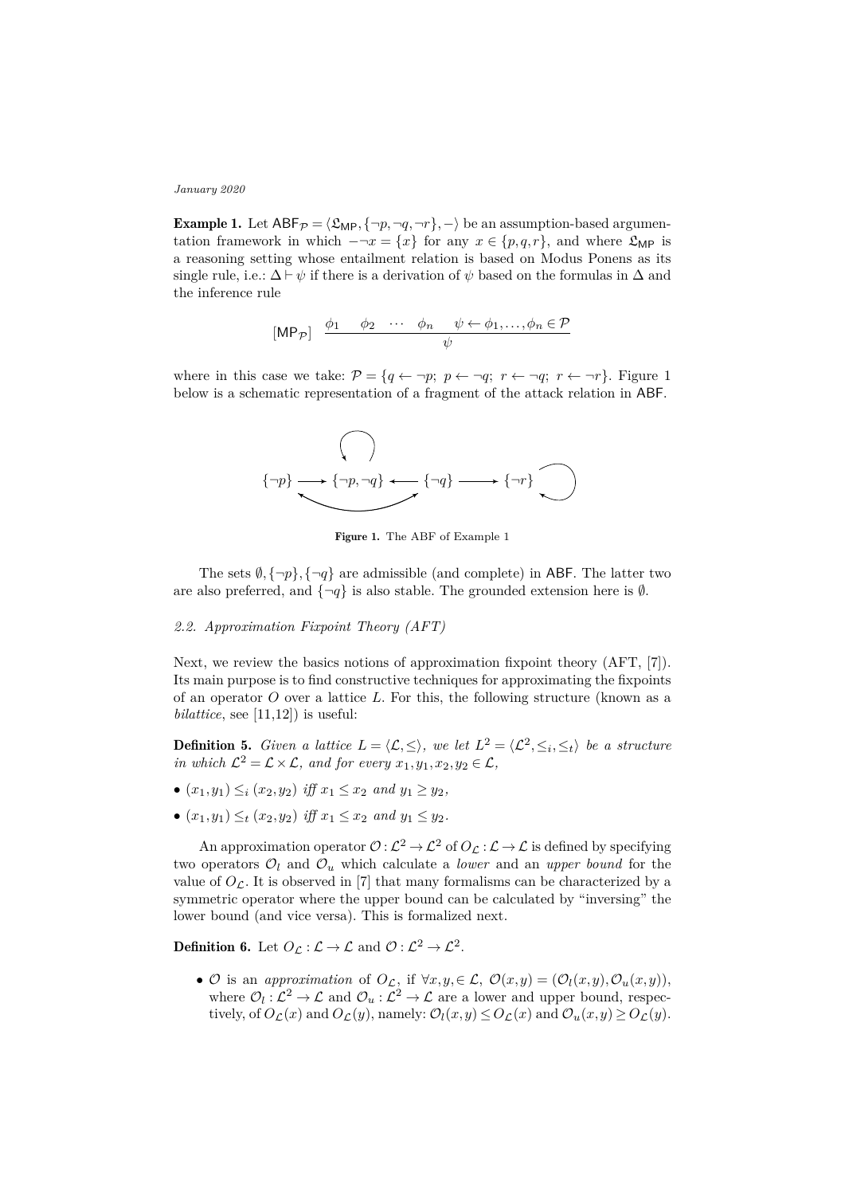**Example 1.** Let $\mathsf{ABF}_{\mathcal{P}} = \langle \mathfrak{L}_{\mathsf{MP}}, \{\neg p, \neg q, \neg r\}, -\rangle$ be an assumption-based argumentation framework in which $-\neg x = \{x\}$ for any $x \in \{p, q, r\}$, and where $\mathfrak{L}_{\mathsf{MP}}$ is a reasoning setting whose entailment relation is based on Modus Ponens as its single rule, i.e.: $\Delta \vdash \psi$ if there is a derivation of $\psi$ based on the formulas in $\Delta$ and the inference rule

$$[\mathsf{MP}_{\mathcal{P}}] \quad \frac{\phi_1 \quad \phi_2 \quad \cdots \quad \phi_n \quad \psi \leftarrow \phi_1, \ldots, \phi_n \in \mathcal{P}}{\psi}$$

where in this case we take: $\mathcal{P} = \{q \leftarrow \neg p;\ p \leftarrow \neg q;\ r \leftarrow \neg q;\ r \leftarrow \neg r\}$. Figure 1 below is a schematic representation of a fragment of the attack relation in $\mathsf{ABF}$.

$$\{\neg p\} \longrightarrow \{\neg p, \neg q\} \longleftarrow \{\neg q\} \longrightarrow \{\neg r\}$$

**Figure 1.** The ABF of Example 1

The sets $\emptyset, \{\neg p\}, \{\neg q\}$ are admissible (and complete) in $\mathsf{ABF}$. The latter two are also preferred, and $\{\neg q\}$ is also stable. The grounded extension here is $\emptyset$.

### *2.2. Approximation Fixpoint Theory (AFT)*

Next, we review the basics notions of approximation fixpoint theory (AFT, [7]). Its main purpose is to find constructive techniques for approximating the fixpoints of an operator $O$ over a lattice $L$. For this, the following structure (known as a *bilattice*, see [11,12]) is useful:

**Definition 5.** *Given a lattice $L = \langle \mathcal{L}, \leq \rangle$, we let $L^2 = \langle \mathcal{L}^2, \leq_i, \leq_t \rangle$ be a structure in which $\mathcal{L}^2 = \mathcal{L} \times \mathcal{L}$, and for every $x_1, y_1, x_2, y_2 \in \mathcal{L}$,*

- $(x_1, y_1) \leq_i (x_2, y_2)$ *iff* $x_1 \leq x_2$ *and* $y_1 \geq y_2$,
- $(x_1, y_1) \leq_t (x_2, y_2)$ *iff* $x_1 \leq x_2$ *and* $y_1 \leq y_2$.

An approximation operator $\mathcal{O} : \mathcal{L}^2 \to \mathcal{L}^2$ of $O_{\mathcal{L}} : \mathcal{L} \to \mathcal{L}$ is defined by specifying two operators $\mathcal{O}_l$ and $\mathcal{O}_u$ which calculate a *lower* and an *upper bound* for the value of $O_{\mathcal{L}}$. It is observed in [7] that many formalisms can be characterized by a symmetric operator where the upper bound can be calculated by "inversing" the lower bound (and vice versa). This is formalized next.

**Definition 6.** Let $O_{\mathcal{L}} : \mathcal{L} \to \mathcal{L}$ and $\mathcal{O} : \mathcal{L}^2 \to \mathcal{L}^2$.

- $\mathcal{O}$ is an *approximation* of $O_{\mathcal{L}}$, if $\forall x, y, \in \mathcal{L},\ \mathcal{O}(x, y) = (\mathcal{O}_l(x, y), \mathcal{O}_u(x, y))$, where $\mathcal{O}_l : \mathcal{L}^2 \to \mathcal{L}$ and $\mathcal{O}_u : \mathcal{L}^2 \to \mathcal{L}$ are a lower and upper bound, respectively, of $O_{\mathcal{L}}(x)$ and $O_{\mathcal{L}}(y)$, namely: $\mathcal{O}_l(x, y) \leq O_{\mathcal{L}}(x)$ and $\mathcal{O}_u(x, y) \geq O_{\mathcal{L}}(y)$.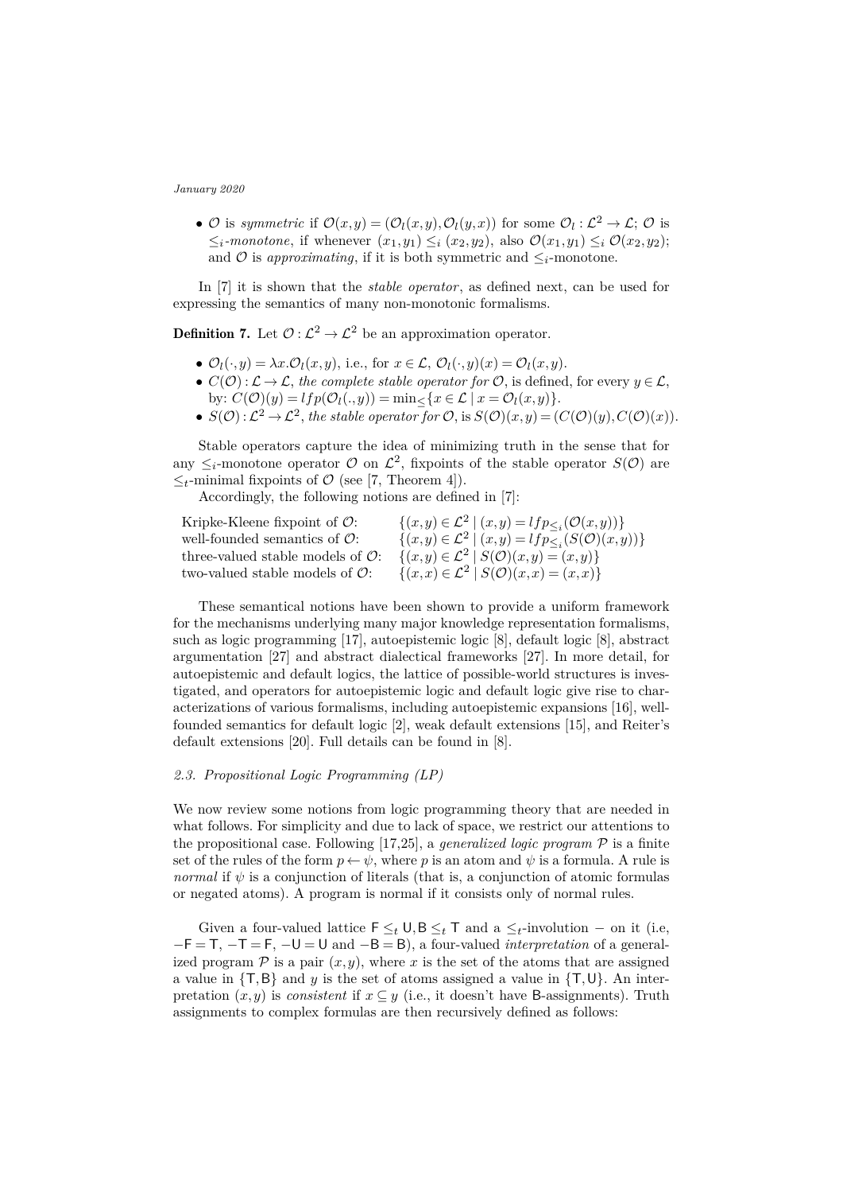- $\mathcal{O}$ is *symmetric* if $\mathcal{O}(x,y) = (\mathcal{O}_l(x,y), \mathcal{O}_l(y,x))$ for some $\mathcal{O}_l : \mathcal{L}^2 \to \mathcal{L}$; $\mathcal{O}$ is $\leq_i$*-monotone*, if whenever $(x_1,y_1) \leq_i (x_2,y_2)$, also $\mathcal{O}(x_1,y_1) \leq_i \mathcal{O}(x_2,y_2)$; and $\mathcal{O}$ is *approximating*, if it is both symmetric and $\leq_i$-monotone.

In [7] it is shown that the *stable operator*, as defined next, can be used for expressing the semantics of many non-monotonic formalisms.

**Definition 7.** Let $\mathcal{O} : \mathcal{L}^2 \to \mathcal{L}^2$ be an approximation operator.

- $\mathcal{O}_l(\cdot, y) = \lambda x.\mathcal{O}_l(x,y)$, i.e., for $x \in \mathcal{L}$, $\mathcal{O}_l(\cdot,y)(x) = \mathcal{O}_l(x,y)$.
- $C(\mathcal{O}) : \mathcal{L} \to \mathcal{L}$, *the complete stable operator for* $\mathcal{O}$, is defined, for every $y \in \mathcal{L}$, by: $C(\mathcal{O})(y) = lfp(\mathcal{O}_l(.,y)) = \min_{\leq}\{x \in \mathcal{L} \mid x = \mathcal{O}_l(x,y)\}$.
- $S(\mathcal{O}) : \mathcal{L}^2 \to \mathcal{L}^2$, *the stable operator for* $\mathcal{O}$, is $S(\mathcal{O})(x,y) = (C(\mathcal{O})(y), C(\mathcal{O})(x))$.

Stable operators capture the idea of minimizing truth in the sense that for any $\leq_i$-monotone operator $\mathcal{O}$ on $\mathcal{L}^2$, fixpoints of the stable operator $S(\mathcal{O})$ are $\leq_t$-minimal fixpoints of $\mathcal{O}$ (see [7, Theorem 4]).

Accordingly, the following notions are defined in [7]:

| | |
|---|---|
| Kripke-Kleene fixpoint of $\mathcal{O}$: | $\{(x,y) \in \mathcal{L}^2 \mid (x,y) = lfp_{\leq_i}(\mathcal{O}(x,y))\}$ |
| well-founded semantics of $\mathcal{O}$: | $\{(x,y) \in \mathcal{L}^2 \mid (x,y) = lfp_{\leq_i}(S(\mathcal{O})(x,y))\}$ |
| three-valued stable models of $\mathcal{O}$: | $\{(x,y) \in \mathcal{L}^2 \mid S(\mathcal{O})(x,y) = (x,y)\}$ |
| two-valued stable models of $\mathcal{O}$: | $\{(x,x) \in \mathcal{L}^2 \mid S(\mathcal{O})(x,x) = (x,x)\}$ |

These semantical notions have been shown to provide a uniform framework for the mechanisms underlying many major knowledge representation formalisms, such as logic programming [17], autoepistemic logic [8], default logic [8], abstract argumentation [27] and abstract dialectical frameworks [27]. In more detail, for autoepistemic and default logics, the lattice of possible-world structures is investigated, and operators for autoepistemic logic and default logic give rise to characterizations of various formalisms, including autoepistemic expansions [16], well-founded semantics for default logic [2], weak default extensions [15], and Reiter's default extensions [20]. Full details can be found in [8].

### 2.3. Propositional Logic Programming (LP)

We now review some notions from logic programming theory that are needed in what follows. For simplicity and due to lack of space, we restrict our attentions to the propositional case. Following [17,25], a *generalized logic program* $\mathcal{P}$ is a finite set of the rules of the form $p \leftarrow \psi$, where $p$ is an atom and $\psi$ is a formula. A rule is *normal* if $\psi$ is a conjunction of literals (that is, a conjunction of atomic formulas or negated atoms). A program is normal if it consists only of normal rules.

Given a four-valued lattice $\mathsf{F} \leq_t \mathsf{U}, \mathsf{B} \leq_t \mathsf{T}$ and a $\leq_t$-involution $-$ on it (i.e, $-\mathsf{F} = \mathsf{T}$, $-\mathsf{T} = \mathsf{F}$, $-\mathsf{U} = \mathsf{U}$ and $-\mathsf{B} = \mathsf{B}$), a four-valued *interpretation* of a generalized program $\mathcal{P}$ is a pair $(x,y)$, where $x$ is the set of the atoms that are assigned a value in $\{\mathsf{T}, \mathsf{B}\}$ and $y$ is the set of atoms assigned a value in $\{\mathsf{T}, \mathsf{U}\}$. An interpretation $(x,y)$ is *consistent* if $x \subseteq y$ (i.e., it doesn't have $\mathsf{B}$-assignments). Truth assignments to complex formulas are then recursively defined as follows: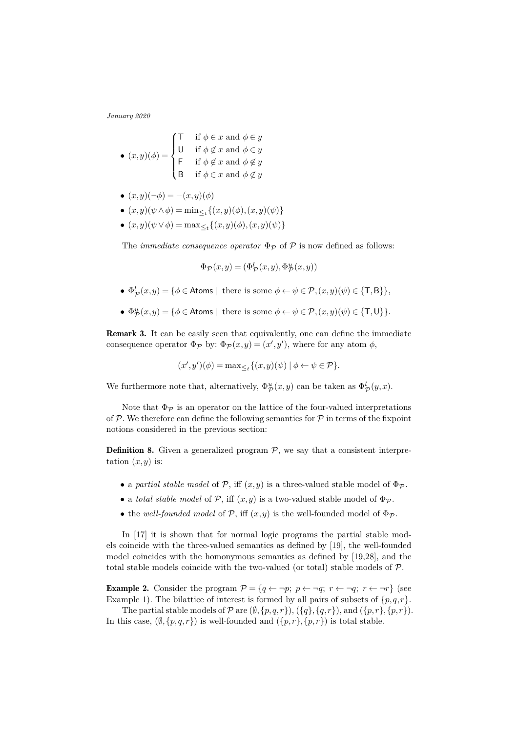- $(x, y)(\phi) = \begin{cases} \mathsf{T} & \text{if } \phi \in x \text{ and } \phi \in y \\ \mathsf{U} & \text{if } \phi \notin x \text{ and } \phi \in y \\ \mathsf{F} & \text{if } \phi \notin x \text{ and } \phi \notin y \\ \mathsf{B} & \text{if } \phi \in x \text{ and } \phi \notin y \end{cases}$
- $(x, y)(\neg\phi) = -(x, y)(\phi)$
- $(x, y)(\psi \wedge \phi) = \min_{\leq_t}\{(x, y)(\phi), (x, y)(\psi)\}$
- $(x, y)(\psi \vee \phi) = \max_{\leq_t}\{(x, y)(\phi), (x, y)(\psi)\}$

The *immediate consequence operator* $\Phi_{\mathcal{P}}$ of $\mathcal{P}$ is now defined as follows:

$$\Phi_{\mathcal{P}}(x, y) = (\Phi^l_{\mathcal{P}}(x, y), \Phi^u_{\mathcal{P}}(x, y))$$

- $\Phi^l_{\mathcal{P}}(x, y) = \{\phi \in \mathsf{Atoms} \mid \text{ there is some } \phi \leftarrow \psi \in \mathcal{P}, (x, y)(\psi) \in \{\mathsf{T}, \mathsf{B}\}\}$,
- $\Phi^u_{\mathcal{P}}(x, y) = \{\phi \in \mathsf{Atoms} \mid \text{ there is some } \phi \leftarrow \psi \in \mathcal{P}, (x, y)(\psi) \in \{\mathsf{T}, \mathsf{U}\}\}$.

**Remark 3.** It can be easily seen that equivalently, one can define the immediate consequence operator $\Phi_{\mathcal{P}}$ by: $\Phi_{\mathcal{P}}(x, y) = (x', y')$, where for any atom $\phi$,

$$(x', y')(\phi) = \max_{\leq_t}\{(x, y)(\psi) \mid \phi \leftarrow \psi \in \mathcal{P}\}.$$

We furthermore note that, alternatively, $\Phi^u_{\mathcal{P}}(x, y)$ can be taken as $\Phi^l_{\mathcal{P}}(y, x)$.

Note that $\Phi_{\mathcal{P}}$ is an operator on the lattice of the four-valued interpretations of $\mathcal{P}$. We therefore can define the following semantics for $\mathcal{P}$ in terms of the fixpoint notions considered in the previous section:

**Definition 8.** Given a generalized program $\mathcal{P}$, we say that a consistent interpretation $(x, y)$ is:

- a *partial stable model* of $\mathcal{P}$, iff $(x, y)$ is a three-valued stable model of $\Phi_{\mathcal{P}}$.
- a *total stable model* of $\mathcal{P}$, iff $(x, y)$ is a two-valued stable model of $\Phi_{\mathcal{P}}$.
- the *well-founded model* of $\mathcal{P}$, iff $(x, y)$ is the well-founded model of $\Phi_{\mathcal{P}}$.

In [17] it is shown that for normal logic programs the partial stable models coincide with the three-valued semantics as defined by [19], the well-founded model coincides with the homonymous semantics as defined by [19,28], and the total stable models coincide with the two-valued (or total) stable models of $\mathcal{P}$.

**Example 2.** Consider the program $\mathcal{P} = \{q \leftarrow \neg p;\ p \leftarrow \neg q;\ r \leftarrow \neg q;\ r \leftarrow \neg r\}$ (see Example 1). The bilattice of interest is formed by all pairs of subsets of $\{p, q, r\}$.

The partial stable models of $\mathcal{P}$ are $(\emptyset, \{p, q, r\})$, $(\{q\}, \{q, r\})$, and $(\{p, r\}, \{p, r\})$. In this case, $(\emptyset, \{p, q, r\})$ is well-founded and $(\{p, r\}, \{p, r\})$ is total stable.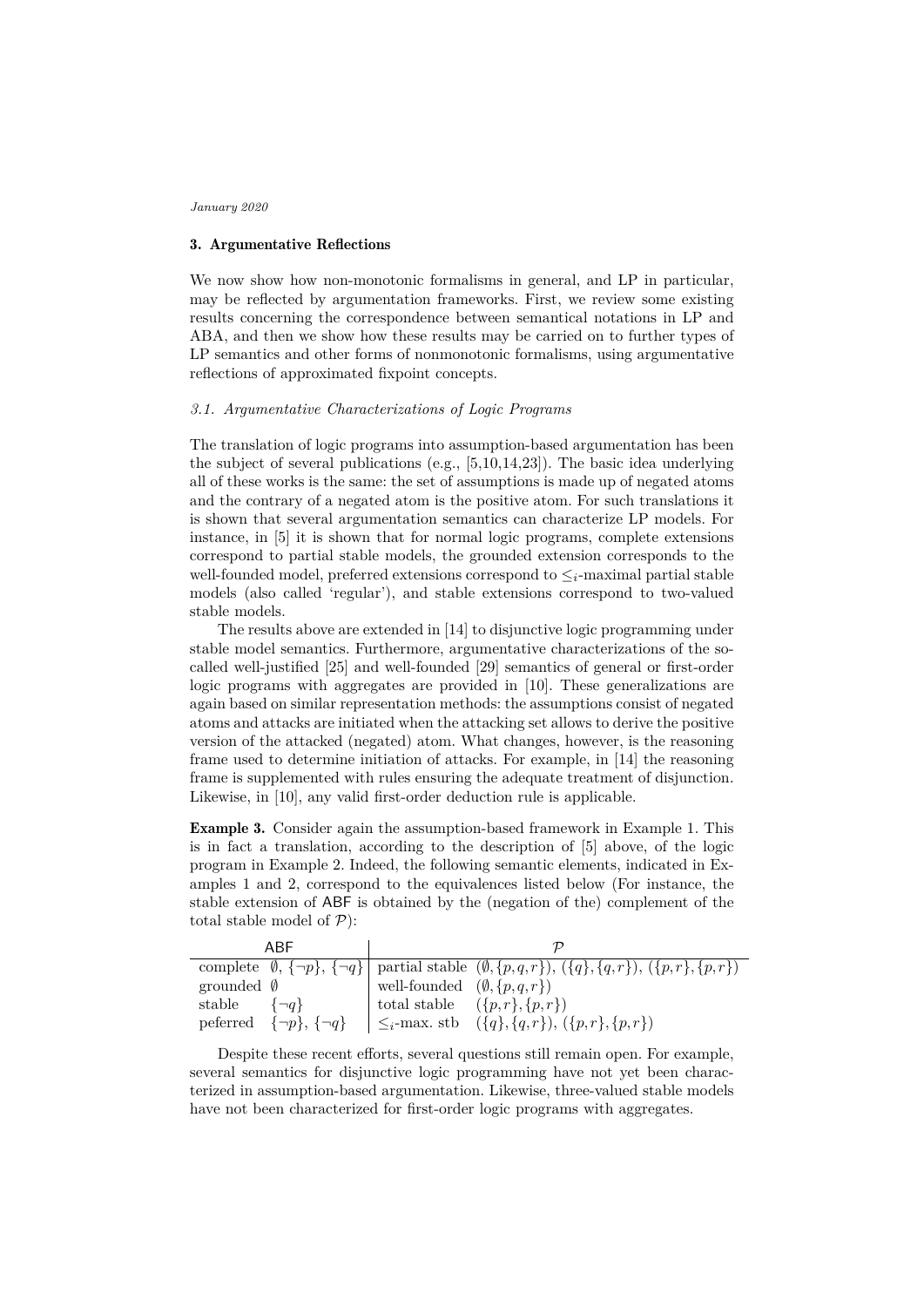## 3. Argumentative Reflections

We now show how non-monotonic formalisms in general, and LP in particular, may be reflected by argumentation frameworks. First, we review some existing results concerning the correspondence between semantical notations in LP and ABA, and then we show how these results may be carried on to further types of LP semantics and other forms of nonmonotonic formalisms, using argumentative reflections of approximated fixpoint concepts.

### *3.1. Argumentative Characterizations of Logic Programs*

The translation of logic programs into assumption-based argumentation has been the subject of several publications (e.g., [5,10,14,23]). The basic idea underlying all of these works is the same: the set of assumptions is made up of negated atoms and the contrary of a negated atom is the positive atom. For such translations it is shown that several argumentation semantics can characterize LP models. For instance, in [5] it is shown that for normal logic programs, complete extensions correspond to partial stable models, the grounded extension corresponds to the well-founded model, preferred extensions correspond to $\leq_i$-maximal partial stable models (also called 'regular'), and stable extensions correspond to two-valued stable models.

The results above are extended in [14] to disjunctive logic programming under stable model semantics. Furthermore, argumentative characterizations of the so-called well-justified [25] and well-founded [29] semantics of general or first-order logic programs with aggregates are provided in [10]. These generalizations are again based on similar representation methods: the assumptions consist of negated atoms and attacks are initiated when the attacking set allows to derive the positive version of the attacked (negated) atom. What changes, however, is the reasoning frame used to determine initiation of attacks. For example, in [14] the reasoning frame is supplemented with rules ensuring the adequate treatment of disjunction. Likewise, in [10], any valid first-order deduction rule is applicable.

**Example 3.** Consider again the assumption-based framework in Example 1. This is in fact a translation, according to the description of [5] above, of the logic program in Example 2. Indeed, the following semantic elements, indicated in Examples 1 and 2, correspond to the equivalences listed below (For instance, the stable extension of ABF is obtained by the (negation of the) complement of the total stable model of $\mathcal{P}$):

| ABF | | $\mathcal{P}$ | |
|---|---|---|---|
| complete | $\emptyset$, $\{\neg p\}$, $\{\neg q\}$ | partial stable | $(\emptyset, \{p, q, r\})$, $(\{q\}, \{q, r\})$, $(\{p, r\}, \{p, r\})$ |
| grounded | $\emptyset$ | well-founded | $(\emptyset, \{p, q, r\})$ |
| stable | $\{\neg q\}$ | total stable | $(\{p, r\}, \{p, r\})$ |
| peferred | $\{\neg p\}$, $\{\neg q\}$ | $\leq_i$-max. stb | $(\{q\}, \{q, r\})$, $(\{p, r\}, \{p, r\})$ |

Despite these recent efforts, several questions still remain open. For example, several semantics for disjunctive logic programming have not yet been characterized in assumption-based argumentation. Likewise, three-valued stable models have not been characterized for first-order logic programs with aggregates.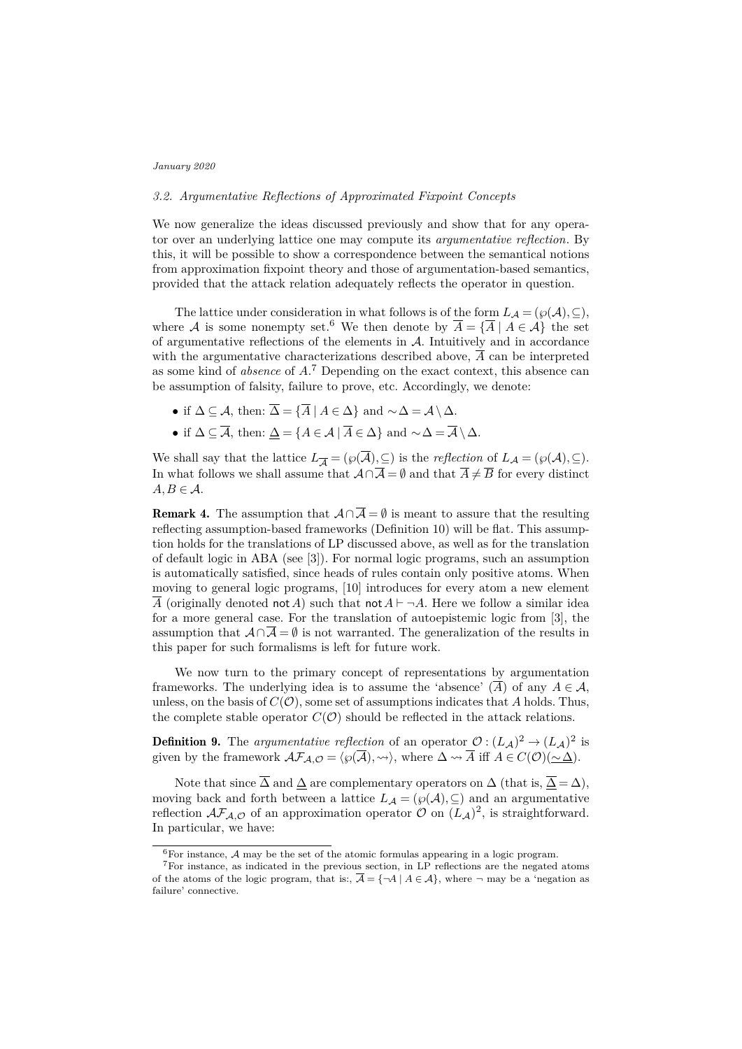### 3.2. Argumentative Reflections of Approximated Fixpoint Concepts

We now generalize the ideas discussed previously and show that for any operator over an underlying lattice one may compute its *argumentative reflection*. By this, it will be possible to show a correspondence between the semantical notions from approximation fixpoint theory and those of argumentation-based semantics, provided that the attack relation adequately reflects the operator in question.

The lattice under consideration in what follows is of the form $L_{\mathcal{A}} = (\wp(\mathcal{A}), \subseteq)$, where $\mathcal{A}$ is some nonempty set.[6] We then denote by $\overline{\mathcal{A}} = \{\overline{A} \mid A \in \mathcal{A}\}$ the set of argumentative reflections of the elements in $\mathcal{A}$. Intuitively and in accordance with the argumentative characterizations described above, $\overline{A}$ can be interpreted as some kind of *absence* of $A$.[7] Depending on the exact context, this absence can be assumption of falsity, failure to prove, etc. Accordingly, we denote:

- if $\Delta \subseteq \mathcal{A}$, then: $\overline{\Delta} = \{\overline{A} \mid A \in \Delta\}$ and $\sim\Delta = \mathcal{A} \setminus \Delta$.
- if $\Delta \subseteq \overline{\mathcal{A}}$, then: $\underline{\Delta} = \{A \in \mathcal{A} \mid \overline{A} \in \Delta\}$ and $\sim\Delta = \overline{\mathcal{A}} \setminus \Delta$.

We shall say that the lattice $L_{\overline{\mathcal{A}}} = (\wp(\overline{\mathcal{A}}), \subseteq)$ is the *reflection* of $L_{\mathcal{A}} = (\wp(\mathcal{A}), \subseteq)$. In what follows we shall assume that $\mathcal{A} \cap \overline{\mathcal{A}} = \emptyset$ and that $\overline{A} \neq \overline{B}$ for every distinct $A, B \in \mathcal{A}$.

**Remark 4.** The assumption that $\mathcal{A} \cap \overline{\mathcal{A}} = \emptyset$ is meant to assure that the resulting reflecting assumption-based frameworks (Definition 10) will be flat. This assumption holds for the translations of LP discussed above, as well as for the translation of default logic in ABA (see [3]). For normal logic programs, such an assumption is automatically satisfied, since heads of rules contain only positive atoms. When moving to general logic programs, [10] introduces for every atom a new element $\overline{A}$ (originally denoted $\mathsf{not}\, A$) such that $\mathsf{not}\, A \vdash \neg A$. Here we follow a similar idea for a more general case. For the translation of autoepistemic logic from [3], the assumption that $\mathcal{A} \cap \overline{\mathcal{A}} = \emptyset$ is not warranted. The generalization of the results in this paper for such formalisms is left for future work.

We now turn to the primary concept of representations by argumentation frameworks. The underlying idea is to assume the 'absence' ($\overline{A}$) of any $A \in \mathcal{A}$, unless, on the basis of $C(\mathcal{O})$, some set of assumptions indicates that $A$ holds. Thus, the complete stable operator $C(\mathcal{O})$ should be reflected in the attack relations.

**Definition 9.** The *argumentative reflection* of an operator $\mathcal{O} : (L_{\mathcal{A}})^2 \to (L_{\mathcal{A}})^2$ is given by the framework $\mathcal{AF}_{\mathcal{A},\mathcal{O}} = \langle \wp(\overline{\mathcal{A}}), \rightsquigarrow \rangle$, where $\Delta \rightsquigarrow \overline{A}$ iff $A \in C(\mathcal{O})(\underline{\sim\Delta})$.

Note that since $\overline{\Delta}$ and $\underline{\Delta}$ are complementary operators on $\Delta$ (that is, $\overline{\underline{\Delta}} = \Delta$), moving back and forth between a lattice $L_{\mathcal{A}} = (\wp(\mathcal{A}), \subseteq)$ and an argumentative reflection $\mathcal{AF}_{\mathcal{A},\mathcal{O}}$ of an approximation operator $\mathcal{O}$ on $(L_{\mathcal{A}})^2$, is straightforward. In particular, we have:

---

[6] For instance, $\mathcal{A}$ may be the set of the atomic formulas appearing in a logic program.

[7] For instance, as indicated in the previous section, in LP reflections are the negated atoms of the atoms of the logic program, that is:, $\overline{\mathcal{A}} = \{\neg A \mid A \in \mathcal{A}\}$, where $\neg$ may be a 'negation as failure' connective.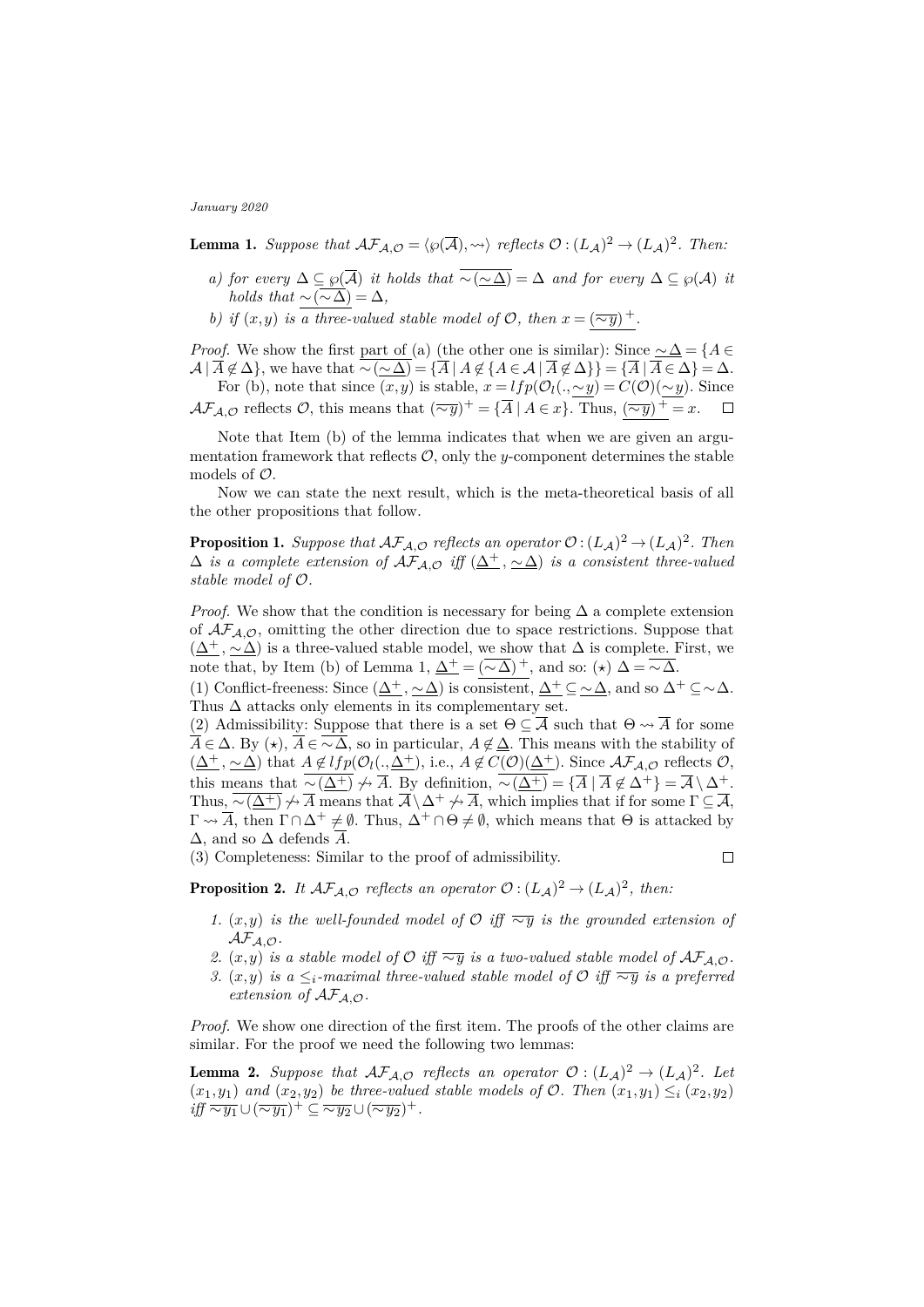**Lemma 1.** *Suppose that $\mathcal{AF}_{\mathcal{A},\mathcal{O}} = \langle \wp(\overline{\mathcal{A}}), \rightsquigarrow \rangle$ reflects $\mathcal{O} : (L_{\mathcal{A}})^2 \to (L_{\mathcal{A}})^2$. Then:*

*a) for every $\Delta \subseteq \wp(\overline{\mathcal{A}})$ it holds that $\overline{\sim(\underline{\sim \Delta})} = \Delta$ and for every $\Delta \subseteq \wp(\mathcal{A})$ it holds that $\underline{\sim(\overline{\sim \Delta})} = \Delta$,*

*b) if $(x,y)$ is a three-valued stable model of $\mathcal{O}$, then $x = \underline{(\overline{\sim y})^+}$.*

*Proof.* We show the first part of (a) (the other one is similar): Since $\underline{\sim \Delta} = \{A \in \mathcal{A} \mid \overline{A} \notin \Delta\}$, we have that $\overline{\sim(\underline{\sim \Delta})} = \{\overline{A} \mid A \notin \{A \in \mathcal{A} \mid \overline{A} \notin \Delta\}\} = \{\overline{A} \mid \overline{A} \in \Delta\} = \Delta$.

For (b), note that since $(x,y)$ is stable, $x = lfp(\mathcal{O}_l(., \underline{\sim y}) = C(\mathcal{O})(\underline{\sim y})$. Since $\mathcal{AF}_{\mathcal{A},\mathcal{O}}$ reflects $\mathcal{O}$, this means that $(\overline{\sim y})^+ = \{\overline{A} \mid A \in x\}$. Thus, $\underline{(\overline{\sim y})^+} = x$. $\square$

Note that Item (b) of the lemma indicates that when we are given an argumentation framework that reflects $\mathcal{O}$, only the $y$-component determines the stable models of $\mathcal{O}$.

Now we can state the next result, which is the meta-theoretical basis of all the other propositions that follow.

**Proposition 1.** *Suppose that $\mathcal{AF}_{\mathcal{A},\mathcal{O}}$ reflects an operator $\mathcal{O} : (L_{\mathcal{A}})^2 \to (L_{\mathcal{A}})^2$. Then $\Delta$ is a complete extension of $\mathcal{AF}_{\mathcal{A},\mathcal{O}}$ iff $(\underline{\Delta^+}, \underline{\sim \Delta})$ is a consistent three-valued stable model of $\mathcal{O}$.*

*Proof.* We show that the condition is necessary for being $\Delta$ a complete extension of $\mathcal{AF}_{\mathcal{A},\mathcal{O}}$, omitting the other direction due to space restrictions. Suppose that $(\underline{\Delta^+}, \underline{\sim \Delta})$ is a three-valued stable model, we show that $\Delta$ is complete. First, we note that, by Item (b) of Lemma 1, $\underline{\Delta^+} = \underline{(\overline{\sim \Delta})^+}$, and so: $(\star)$ $\Delta = \overline{\sim \Delta}$.

(1) Conflict-freeness: Since $(\underline{\Delta^+}, \underline{\sim \Delta})$ is consistent, $\underline{\Delta^+} \subseteq \underline{\sim \Delta}$, and so $\Delta^+ \subseteq \sim \Delta$. Thus $\Delta$ attacks only elements in its complementary set.

(2) Admissibility: Suppose that there is a set $\Theta \subseteq \overline{\mathcal{A}}$ such that $\Theta \rightsquigarrow \overline{A}$ for some $\overline{A} \in \Delta$. By $(\star)$, $\overline{A} \in \overline{\sim \Delta}$, so in particular, $A \notin \underline{\Delta}$. This means with the stability of $(\underline{\Delta^+}, \underline{\sim \Delta})$ that $A \notin lfp(\mathcal{O}_l(., \underline{\Delta^+})$, i.e., $A \notin C(\mathcal{O})(\underline{\Delta^+})$. Since $\mathcal{AF}_{\mathcal{A},\mathcal{O}}$ reflects $\mathcal{O}$, this means that $\overline{\sim(\underline{\Delta^+})} \not\rightsquigarrow \overline{A}$. By definition, $\overline{\sim(\underline{\Delta^+})} = \{\overline{A} \mid \overline{A} \notin \Delta^+\} = \overline{\mathcal{A}} \setminus \Delta^+$. Thus, $\overline{\sim(\underline{\Delta^+})} \not\rightsquigarrow \overline{A}$ means that $\overline{\mathcal{A}} \setminus \Delta^+ \not\rightsquigarrow \overline{A}$, which implies that if for some $\Gamma \subseteq \overline{\mathcal{A}}$, $\Gamma \rightsquigarrow \overline{A}$, then $\Gamma \cap \Delta^+ \neq \emptyset$. Thus, $\Delta^+ \cap \Theta \neq \emptyset$, which means that $\Theta$ is attacked by $\Delta$, and so $\Delta$ defends $\overline{A}$.

(3) Completeness: Similar to the proof of admissibility. $\square$

**Proposition 2.** *It $\mathcal{AF}_{\mathcal{A},\mathcal{O}}$ reflects an operator $\mathcal{O} : (L_{\mathcal{A}})^2 \to (L_{\mathcal{A}})^2$, then:*

1. *$(x,y)$ is the well-founded model of $\mathcal{O}$ iff $\overline{\sim y}$ is the grounded extension of $\mathcal{AF}_{\mathcal{A},\mathcal{O}}$.*
2. *$(x,y)$ is a stable model of $\mathcal{O}$ iff $\overline{\sim y}$ is a two-valued stable model of $\mathcal{AF}_{\mathcal{A},\mathcal{O}}$.*
3. *$(x,y)$ is a $\leq_i$-maximal three-valued stable model of $\mathcal{O}$ iff $\overline{\sim y}$ is a preferred extension of $\mathcal{AF}_{\mathcal{A},\mathcal{O}}$.*

*Proof.* We show one direction of the first item. The proofs of the other claims are similar. For the proof we need the following two lemmas:

**Lemma 2.** *Suppose that $\mathcal{AF}_{\mathcal{A},\mathcal{O}}$ reflects an operator $\mathcal{O} : (L_{\mathcal{A}})^2 \to (L_{\mathcal{A}})^2$. Let $(x_1, y_1)$ and $(x_2, y_2)$ be three-valued stable models of $\mathcal{O}$. Then $(x_1, y_1) \leq_i (x_2, y_2)$ iff $\overline{\sim y_1} \cup (\overline{\sim y_1})^+ \subseteq \overline{\sim y_2} \cup (\overline{\sim y_2})^+$.*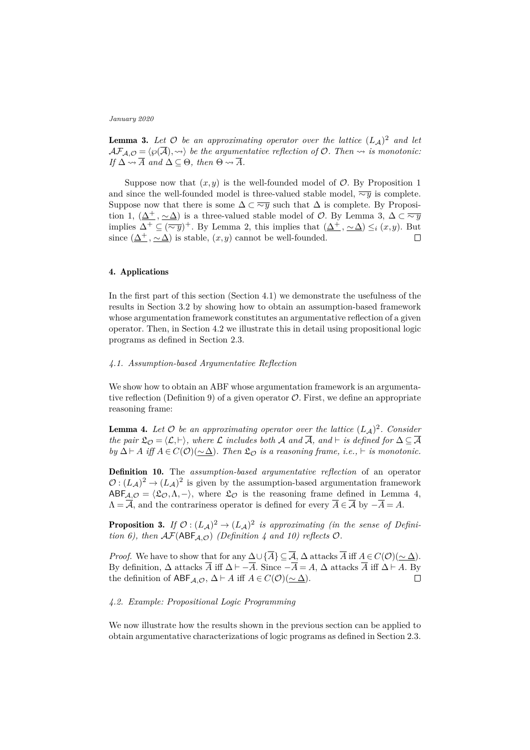**Lemma 3.** *Let $\mathcal{O}$ be an approximating operator over the lattice $(L_\mathcal{A})^2$ and let $\mathcal{AF}_{\mathcal{A},\mathcal{O}} = \langle \wp(\overline{\mathcal{A}}), \rightsquigarrow \rangle$ be the argumentative reflection of $\mathcal{O}$. Then $\rightsquigarrow$ is monotonic: If $\Delta \rightsquigarrow \overline{A}$ and $\Delta \subseteq \Theta$, then $\Theta \rightsquigarrow \overline{A}$.*

Suppose now that $(x, y)$ is the well-founded model of $\mathcal{O}$. By Proposition 1 and since the well-founded model is three-valued stable model, $\overline{\sim y}$ is complete. Suppose now that there is some $\Delta \subset \overline{\sim y}$ such that $\Delta$ is complete. By Proposition 1, $(\underline{\Delta^+}, \underline{\sim\Delta})$ is a three-valued stable model of $\mathcal{O}$. By Lemma 3, $\Delta \subset \overline{\sim y}$ implies $\Delta^+ \subseteq (\overline{\sim y})^+$. By Lemma 2, this implies that $(\underline{\Delta^+}, \underline{\sim\Delta}) \leq_i (x, y)$. But since $(\underline{\Delta^+}, \underline{\sim\Delta})$ is stable, $(x, y)$ cannot be well-founded. □

## 4. Applications

In the first part of this section (Section 4.1) we demonstrate the usefulness of the results in Section 3.2 by showing how to obtain an assumption-based framework whose argumentation framework constitutes an argumentative reflection of a given operator. Then, in Section 4.2 we illustrate this in detail using propositional logic programs as defined in Section 2.3.

### *4.1. Assumption-based Argumentative Reflection*

We show how to obtain an ABF whose argumentation framework is an argumentative reflection (Definition 9) of a given operator $\mathcal{O}$. First, we define an appropriate reasoning frame:

**Lemma 4.** *Let $\mathcal{O}$ be an approximating operator over the lattice $(L_\mathcal{A})^2$. Consider the pair $\mathfrak{L}_\mathcal{O} = \langle \mathcal{L}, \vdash \rangle$, where $\mathcal{L}$ includes both $\mathcal{A}$ and $\overline{\mathcal{A}}$, and $\vdash$ is defined for $\Delta \subseteq \overline{\mathcal{A}}$ by $\Delta \vdash A$ iff $A \in C(\mathcal{O})(\underline{\sim\Delta})$. Then $\mathfrak{L}_\mathcal{O}$ is a reasoning frame, i.e., $\vdash$ is monotonic.*

**Definition 10.** The *assumption-based argumentative reflection* of an operator $\mathcal{O} : (L_\mathcal{A})^2 \to (L_\mathcal{A})^2$ is given by the assumption-based argumentation framework $\mathsf{ABF}_{\mathcal{A},\mathcal{O}} = \langle \mathfrak{L}_\mathcal{O}, \Lambda, - \rangle$, where $\mathfrak{L}_\mathcal{O}$ is the reasoning frame defined in Lemma 4, $\Lambda = \overline{\mathcal{A}}$, and the contrariness operator is defined for every $\overline{A} \in \overline{\mathcal{A}}$ by $-\overline{A} = A$.

**Proposition 3.** *If $\mathcal{O} : (L_\mathcal{A})^2 \to (L_\mathcal{A})^2$ is approximating (in the sense of Definition 6), then $\mathcal{AF}(\mathsf{ABF}_{\mathcal{A},\mathcal{O}})$ (Definition 4 and 10) reflects $\mathcal{O}$.*

*Proof.* We have to show that for any $\Delta \cup \{\overline{A}\} \subseteq \overline{\mathcal{A}}$, $\Delta$ attacks $\overline{A}$ iff $A \in C(\mathcal{O})(\underline{\sim\Delta})$. By definition, $\Delta$ attacks $\overline{A}$ iff $\Delta \vdash -\overline{A}$. Since $-\overline{A} = A$, $\Delta$ attacks $\overline{A}$ iff $\Delta \vdash A$. By the definition of $\mathsf{ABF}_{\mathcal{A},\mathcal{O}}$, $\Delta \vdash A$ iff $A \in C(\mathcal{O})(\underline{\sim\Delta})$. □

### *4.2. Example: Propositional Logic Programming*

We now illustrate how the results shown in the previous section can be applied to obtain argumentative characterizations of logic programs as defined in Section 2.3.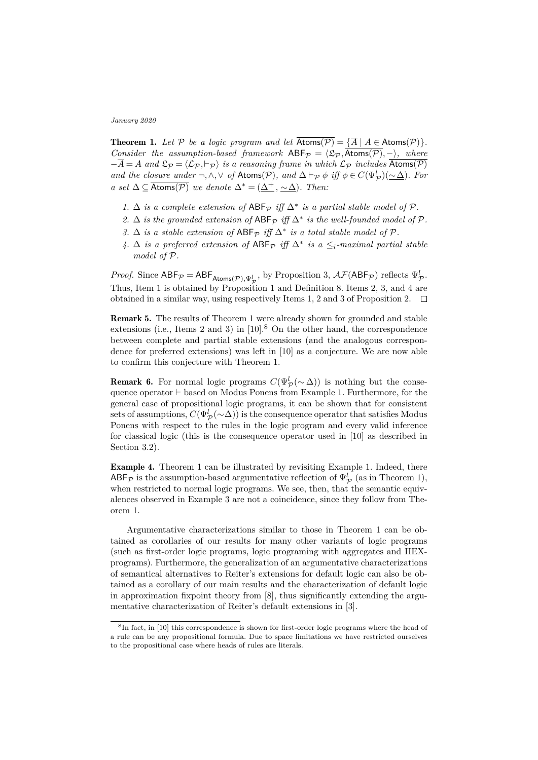**Theorem 1.** *Let $\mathcal{P}$ be a logic program and let $\overline{\mathsf{Atoms}(\mathcal{P})} = \{\overline{A} \mid A \in \mathsf{Atoms}(\mathcal{P})\}$. Consider the assumption-based framework $\mathsf{ABF}_{\mathcal{P}} = \langle \mathfrak{L}_{\mathcal{P}}, \overline{\mathsf{Atoms}(\mathcal{P})}, - \rangle$, where $-\overline{A} = A$ and $\mathfrak{L}_{\mathcal{P}} = \langle \mathcal{L}_{\mathcal{P}}, \vdash_{\mathcal{P}} \rangle$ is a reasoning frame in which $\mathcal{L}_{\mathcal{P}}$ includes $\overline{\mathsf{Atoms}(\mathcal{P})}$ and the closure under $\neg, \wedge, \vee$ of $\mathsf{Atoms}(\mathcal{P})$, and $\Delta \vdash_{\mathcal{P}} \phi$ iff $\phi \in C(\Psi^l_{\mathcal{P}})(\underline{\sim \Delta})$. For a set $\Delta \subseteq \overline{\mathsf{Atoms}(\mathcal{P})}$ we denote $\Delta^* = (\underline{\Delta^+}, \underline{\sim \Delta})$. Then:*

1. *$\Delta$ is a complete extension of $\mathsf{ABF}_{\mathcal{P}}$ iff $\Delta^*$ is a partial stable model of $\mathcal{P}$.*
2. *$\Delta$ is the grounded extension of $\mathsf{ABF}_{\mathcal{P}}$ iff $\Delta^*$ is the well-founded model of $\mathcal{P}$.*
3. *$\Delta$ is a stable extension of $\mathsf{ABF}_{\mathcal{P}}$ iff $\Delta^*$ is a total stable model of $\mathcal{P}$.*
4. *$\Delta$ is a preferred extension of $\mathsf{ABF}_{\mathcal{P}}$ iff $\Delta^*$ is a $\leq_i$-maximal partial stable model of $\mathcal{P}$.*

*Proof.* Since $\mathsf{ABF}_{\mathcal{P}} = \mathsf{ABF}_{\mathsf{Atoms}(\mathcal{P}), \Psi^l_{\mathcal{P}}}$, by Proposition 3, $\mathcal{AF}(\mathsf{ABF}_{\mathcal{P}})$ reflects $\Psi^l_{\mathcal{P}}$. Thus, Item 1 is obtained by Proposition 1 and Definition 8. Items 2, 3, and 4 are obtained in a similar way, using respectively Items 1, 2 and 3 of Proposition 2. □

**Remark 5.** The results of Theorem 1 were already shown for grounded and stable extensions (i.e., Items 2 and 3) in [10].[8] On the other hand, the correspondence between complete and partial stable extensions (and the analogous correspondence for preferred extensions) was left in [10] as a conjecture. We are now able to confirm this conjecture with Theorem 1.

**Remark 6.** For normal logic programs $C(\Psi^l_{\mathcal{P}}(\sim \Delta))$ is nothing but the consequence operator $\vdash$ based on Modus Ponens from Example 1. Furthermore, for the general case of propositional logic programs, it can be shown that for consistent sets of assumptions, $C(\Psi^l_{\mathcal{P}}(\sim \Delta))$ is the consequence operator that satisfies Modus Ponens with respect to the rules in the logic program and every valid inference for classical logic (this is the consequence operator used in [10] as described in Section 3.2).

**Example 4.** Theorem 1 can be illustrated by revisiting Example 1. Indeed, there $\mathsf{ABF}_{\mathcal{P}}$ is the assumption-based argumentative reflection of $\Psi^l_{\mathcal{P}}$ (as in Theorem 1), when restricted to normal logic programs. We see, then, that the semantic equivalences observed in Example 3 are not a coincidence, since they follow from Theorem 1.

Argumentative characterizations similar to those in Theorem 1 can be obtained as corollaries of our results for many other variants of logic programs (such as first-order logic programs, logic programing with aggregates and HEX-programs). Furthermore, the generalization of an argumentative characterizations of semantical alternatives to Reiter's extensions for default logic can also be obtained as a corollary of our main results and the characterization of default logic in approximation fixpoint theory from [8], thus significantly extending the argumentative characterization of Reiter's default extensions in [3].

[8] In fact, in [10] this correspondence is shown for first-order logic programs where the head of a rule can be any propositional formula. Due to space limitations we have restricted ourselves to the propositional case where heads of rules are literals.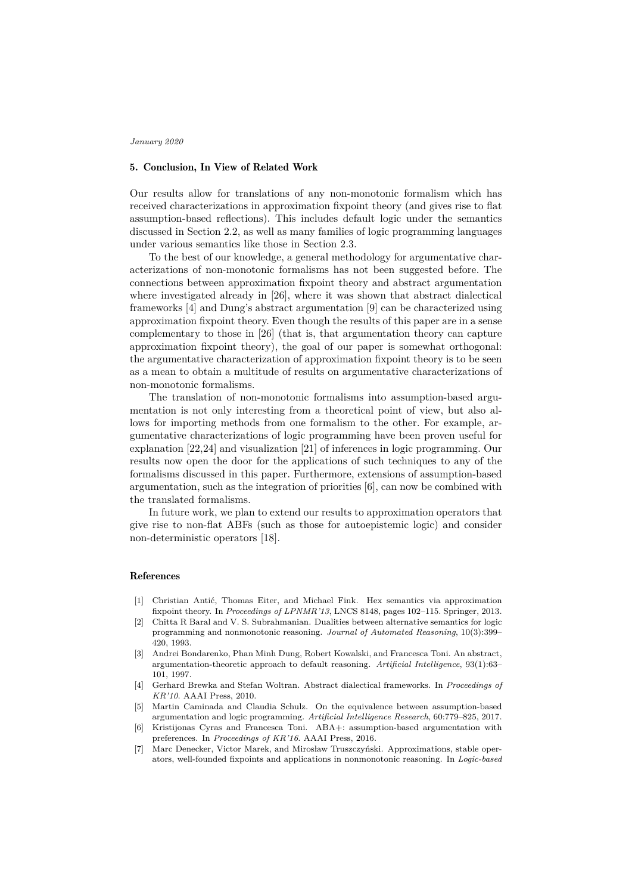## 5. Conclusion, In View of Related Work

Our results allow for translations of any non-monotonic formalism which has received characterizations in approximation fixpoint theory (and gives rise to flat assumption-based reflections). This includes default logic under the semantics discussed in Section 2.2, as well as many families of logic programming languages under various semantics like those in Section 2.3.

To the best of our knowledge, a general methodology for argumentative characterizations of non-monotonic formalisms has not been suggested before. The connections between approximation fixpoint theory and abstract argumentation where investigated already in [26], where it was shown that abstract dialectical frameworks [4] and Dung's abstract argumentation [9] can be characterized using approximation fixpoint theory. Even though the results of this paper are in a sense complementary to those in [26] (that is, that argumentation theory can capture approximation fixpoint theory), the goal of our paper is somewhat orthogonal: the argumentative characterization of approximation fixpoint theory is to be seen as a mean to obtain a multitude of results on argumentative characterizations of non-monotonic formalisms.

The translation of non-monotonic formalisms into assumption-based argumentation is not only interesting from a theoretical point of view, but also allows for importing methods from one formalism to the other. For example, argumentative characterizations of logic programming have been proven useful for explanation [22,24] and visualization [21] of inferences in logic programming. Our results now open the door for the applications of such techniques to any of the formalisms discussed in this paper. Furthermore, extensions of assumption-based argumentation, such as the integration of priorities [6], can now be combined with the translated formalisms.

In future work, we plan to extend our results to approximation operators that give rise to non-flat ABFs (such as those for autoepistemic logic) and consider non-deterministic operators [18].

## References

- [1] Christian Antić, Thomas Eiter, and Michael Fink. Hex semantics via approximation fixpoint theory. In *Proceedings of LPNMR'13*, LNCS 8148, pages 102–115. Springer, 2013.
- [2] Chitta R Baral and V. S. Subrahmanian. Dualities between alternative semantics for logic programming and nonmonotonic reasoning. *Journal of Automated Reasoning*, 10(3):399–420, 1993.
- [3] Andrei Bondarenko, Phan Minh Dung, Robert Kowalski, and Francesca Toni. An abstract, argumentation-theoretic approach to default reasoning. *Artificial Intelligence*, 93(1):63–101, 1997.
- [4] Gerhard Brewka and Stefan Woltran. Abstract dialectical frameworks. In *Proceedings of KR'10*. AAAI Press, 2010.
- [5] Martin Caminada and Claudia Schulz. On the equivalence between assumption-based argumentation and logic programming. *Artificial Intelligence Research*, 60:779–825, 2017.
- [6] Kristijonas Cyras and Francesca Toni. ABA+: assumption-based argumentation with preferences. In *Proceedings of KR'16*. AAAI Press, 2016.
- [7] Marc Denecker, Victor Marek, and Mirosław Truszczyński. Approximations, stable operators, well-founded fixpoints and applications in nonmonotonic reasoning. In *Logic-based*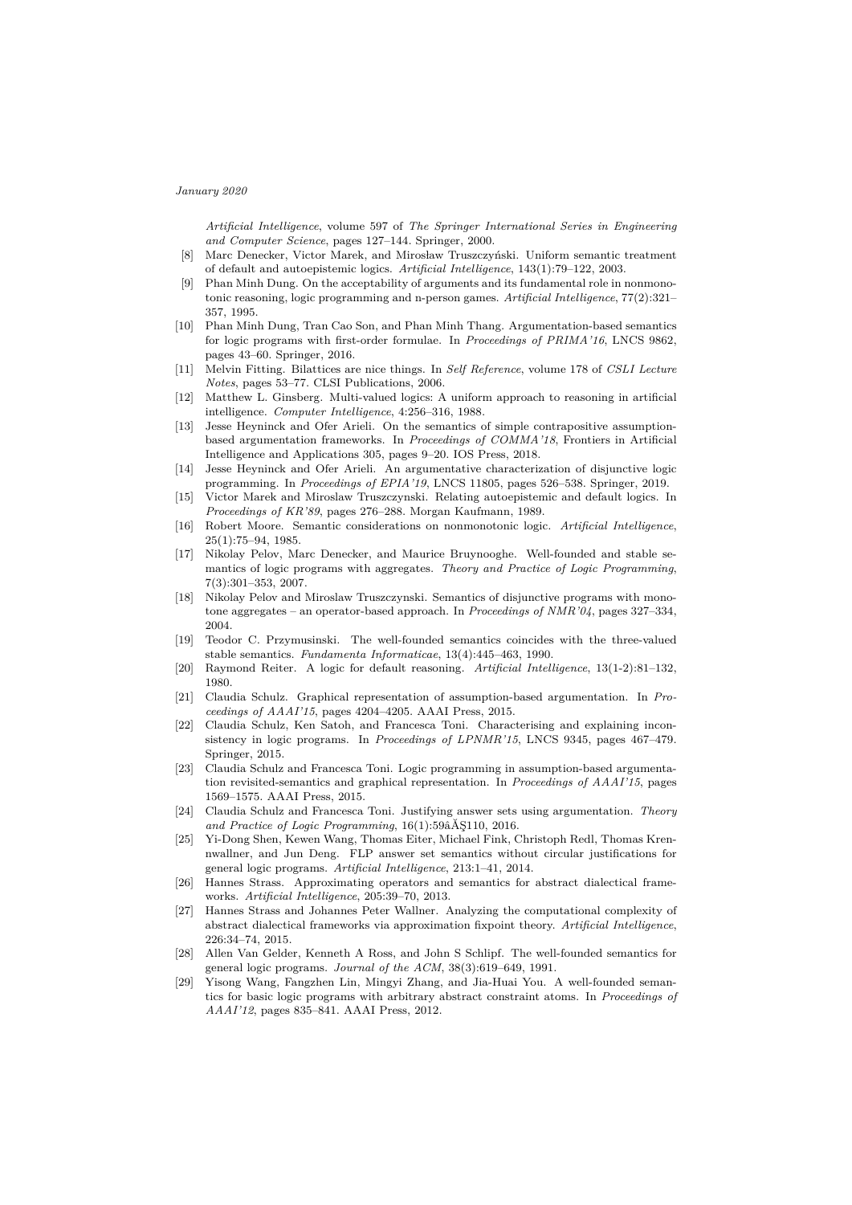*Artificial Intelligence*, volume 597 of *The Springer International Series in Engineering and Computer Science*, pages 127–144. Springer, 2000.

[8] Marc Denecker, Victor Marek, and Mirosław Truszczyński. Uniform semantic treatment of default and autoepistemic logics. *Artificial Intelligence*, 143(1):79–122, 2003.

[9] Phan Minh Dung. On the acceptability of arguments and its fundamental role in nonmonotonic reasoning, logic programming and n-person games. *Artificial Intelligence*, 77(2):321–357, 1995.

[10] Phan Minh Dung, Tran Cao Son, and Phan Minh Thang. Argumentation-based semantics for logic programs with first-order formulae. In *Proceedings of PRIMA'16*, LNCS 9862, pages 43–60. Springer, 2016.

[11] Melvin Fitting. Bilattices are nice things. In *Self Reference*, volume 178 of *CSLI Lecture Notes*, pages 53–77. CLSI Publications, 2006.

[12] Matthew L. Ginsberg. Multi-valued logics: A uniform approach to reasoning in artificial intelligence. *Computer Intelligence*, 4:256–316, 1988.

[13] Jesse Heyninck and Ofer Arieli. On the semantics of simple contrapositive assumption-based argumentation frameworks. In *Proceedings of COMMA'18*, Frontiers in Artificial Intelligence and Applications 305, pages 9–20. IOS Press, 2018.

[14] Jesse Heyninck and Ofer Arieli. An argumentative characterization of disjunctive logic programming. In *Proceedings of EPIA'19*, LNCS 11805, pages 526–538. Springer, 2019.

[15] Victor Marek and Miroslaw Truszczynski. Relating autoepistemic and default logics. In *Proceedings of KR'89*, pages 276–288. Morgan Kaufmann, 1989.

[16] Robert Moore. Semantic considerations on nonmonotonic logic. *Artificial Intelligence*, 25(1):75–94, 1985.

[17] Nikolay Pelov, Marc Denecker, and Maurice Bruynooghe. Well-founded and stable semantics of logic programs with aggregates. *Theory and Practice of Logic Programming*, 7(3):301–353, 2007.

[18] Nikolay Pelov and Miroslaw Truszczynski. Semantics of disjunctive programs with monotone aggregates – an operator-based approach. In *Proceedings of NMR'04*, pages 327–334, 2004.

[19] Teodor C. Przymusinski. The well-founded semantics coincides with the three-valued stable semantics. *Fundamenta Informaticae*, 13(4):445–463, 1990.

[20] Raymond Reiter. A logic for default reasoning. *Artificial Intelligence*, 13(1-2):81–132, 1980.

[21] Claudia Schulz. Graphical representation of assumption-based argumentation. In *Proceedings of AAAI'15*, pages 4204–4205. AAAI Press, 2015.

[22] Claudia Schulz, Ken Satoh, and Francesca Toni. Characterising and explaining inconsistency in logic programs. In *Proceedings of LPNMR'15*, LNCS 9345, pages 467–479. Springer, 2015.

[23] Claudia Schulz and Francesca Toni. Logic programming in assumption-based argumentation revisited-semantics and graphical representation. In *Proceedings of AAAI'15*, pages 1569–1575. AAAI Press, 2015.

[24] Claudia Schulz and Francesca Toni. Justifying answer sets using argumentation. *Theory and Practice of Logic Programming*, 16(1):59âĂŞ110, 2016.

[25] Yi-Dong Shen, Kewen Wang, Thomas Eiter, Michael Fink, Christoph Redl, Thomas Krennwallner, and Jun Deng. FLP answer set semantics without circular justifications for general logic programs. *Artificial Intelligence*, 213:1–41, 2014.

[26] Hannes Strass. Approximating operators and semantics for abstract dialectical frameworks. *Artificial Intelligence*, 205:39–70, 2013.

[27] Hannes Strass and Johannes Peter Wallner. Analyzing the computational complexity of abstract dialectical frameworks via approximation fixpoint theory. *Artificial Intelligence*, 226:34–74, 2015.

[28] Allen Van Gelder, Kenneth A Ross, and John S Schlipf. The well-founded semantics for general logic programs. *Journal of the ACM*, 38(3):619–649, 1991.

[29] Yisong Wang, Fangzhen Lin, Mingyi Zhang, and Jia-Huai You. A well-founded semantics for basic logic programs with arbitrary abstract constraint atoms. In *Proceedings of AAAI'12*, pages 835–841. AAAI Press, 2012.